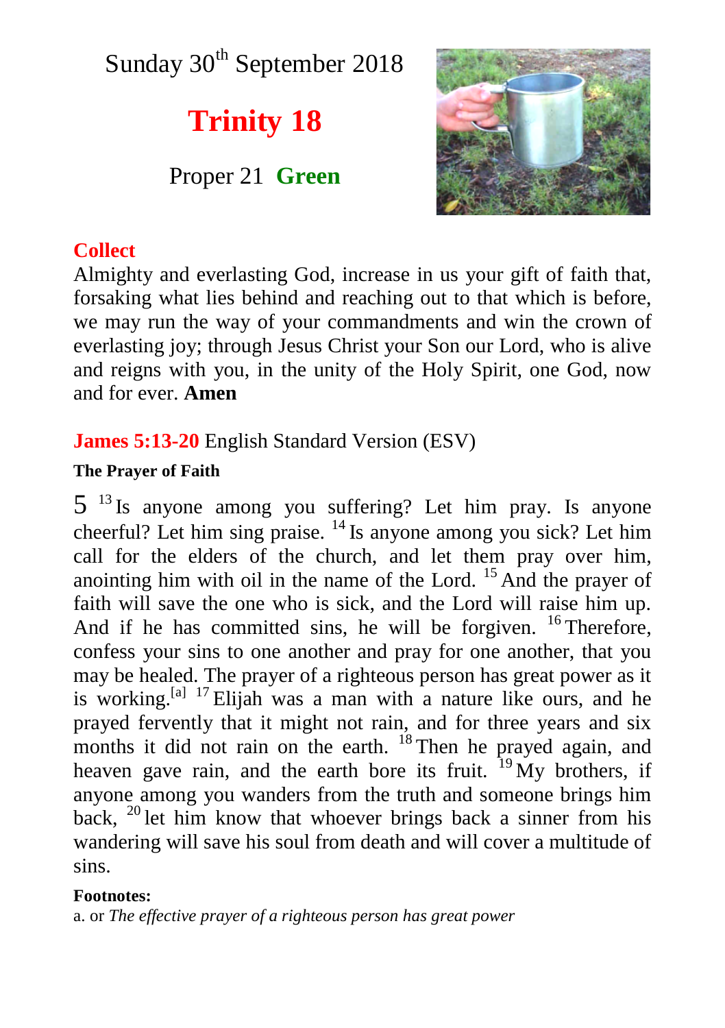Sunday 30th September 2018

# Trinity 18

Proper 21 **Green**

## Collect

Almighty and everlasting God, increase in us your gift of faith that, forsaking what lies behind and reaching out to that which is before, we may run the way of your commandments and win the crown of everlasting joy; through Jesus Christ your Son our Lord, who is alive and reigns with you, in the unity of the Holy Spirit, one God, now and for ever. **Amen**

## James 5:13-20 English Standard Version (ESV)

**The Prayer of Faith**

5 [13] Is anyone among you suffering? Let him pray. Is anyone cheerful? Let him sing praise. [14] Is anyone among you sick? Let him call for the elders of the church, and let them pray over him, anointing him with oil in the name of the Lord. [15] And the prayer of faith will save the one who is sick, and the Lord will raise him up. And if he has committed sins, he will be forgiven. [16] Therefore, confess your sins to one another and pray for one another, that you may be healed. The prayer of a righteous person has great power as it is working.[a] [17] Elijah was a man with a nature like ours, and he prayed fervently that it might not rain, and for three years and six months it did not rain on the earth. [18] Then he prayed again, and heaven gave rain, and the earth bore its fruit. [19] My brothers, if anyone among you wanders from the truth and someone brings him back, [20] let him know that whoever brings back a sinner from his wandering will save his soul from death and will cover a multitude of sins.

**Footnotes:**

a. or *The effective prayer of a righteous person has great power*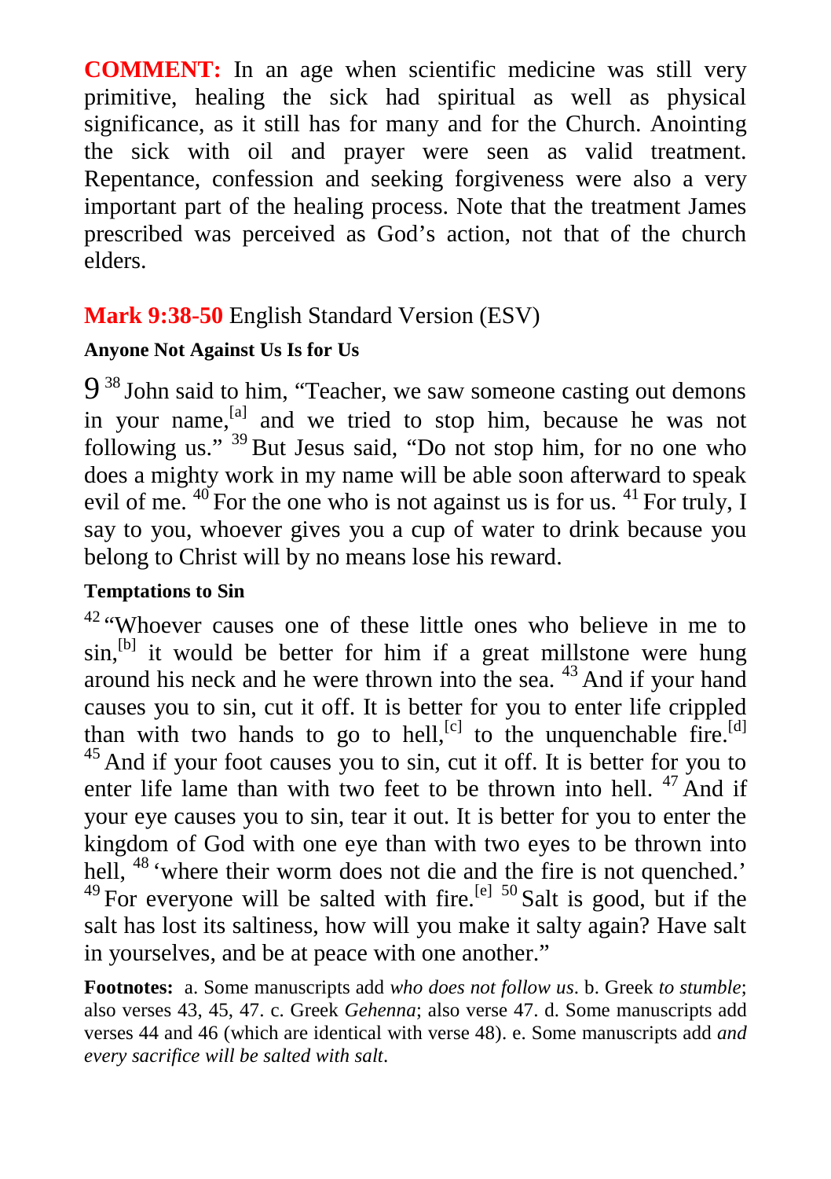**COMMENT:** In an age when scientific medicine was still very primitive, healing the sick had spiritual as well as physical significance, as it still has for many and for the Church. Anointing the sick with oil and prayer were seen as valid treatment. Repentance, confession and seeking forgiveness were also a very important part of the healing process. Note that the treatment James prescribed was perceived as God's action, not that of the church elders.

## **Mark 9:38-50** English Standard Version (ESV)

### Anyone Not Against Us Is for Us

9 [38] John said to him, "Teacher, we saw someone casting out demons in your name,[a] and we tried to stop him, because he was not following us." [39] But Jesus said, "Do not stop him, for no one who does a mighty work in my name will be able soon afterward to speak evil of me. [40] For the one who is not against us is for us. [41] For truly, I say to you, whoever gives you a cup of water to drink because you belong to Christ will by no means lose his reward.

### Temptations to Sin

[42] "Whoever causes one of these little ones who believe in me to sin,[b] it would be better for him if a great millstone were hung around his neck and he were thrown into the sea. [43] And if your hand causes you to sin, cut it off. It is better for you to enter life crippled than with two hands to go to hell,[c] to the unquenchable fire.[d] [45] And if your foot causes you to sin, cut it off. It is better for you to enter life lame than with two feet to be thrown into hell. [47] And if your eye causes you to sin, tear it out. It is better for you to enter the kingdom of God with one eye than with two eyes to be thrown into hell, [48] 'where their worm does not die and the fire is not quenched.' [49] For everyone will be salted with fire.[e] [50] Salt is good, but if the salt has lost its saltiness, how will you make it salty again? Have salt in yourselves, and be at peace with one another."

**Footnotes:** a. Some manuscripts add *who does not follow us*. b. Greek *to stumble*; also verses 43, 45, 47. c. Greek *Gehenna*; also verse 47. d. Some manuscripts add verses 44 and 46 (which are identical with verse 48). e. Some manuscripts add *and every sacrifice will be salted with salt*.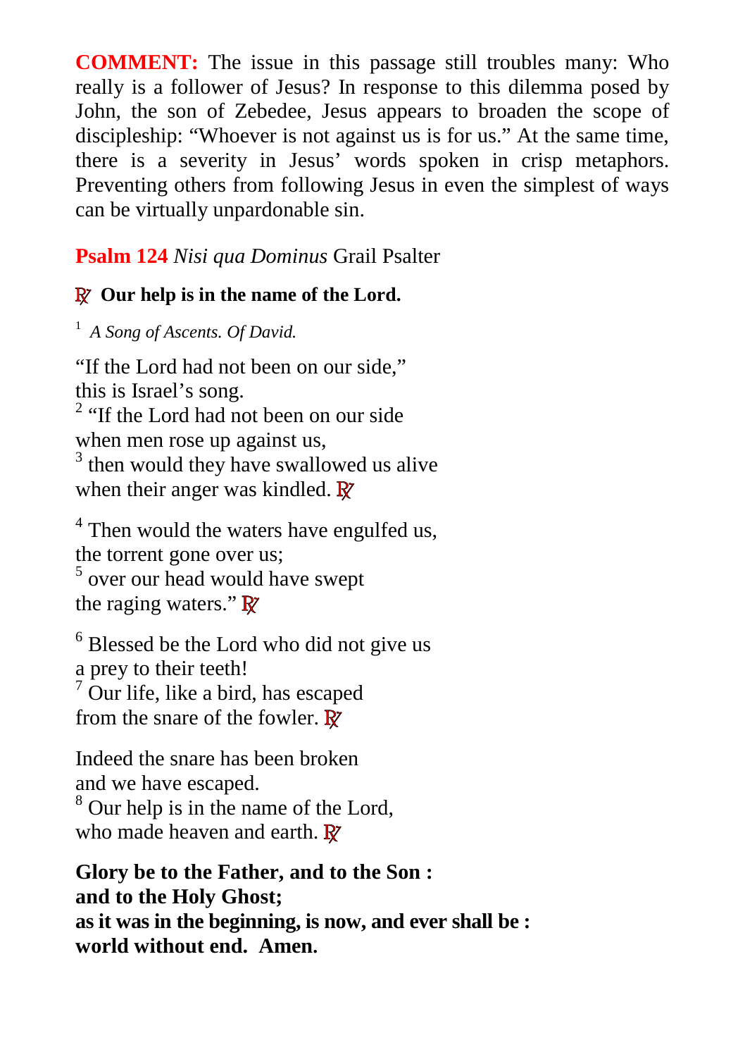**COMMENT:** The issue in this passage still troubles many: Who really is a follower of Jesus? In response to this dilemma posed by John, the son of Zebedee, Jesus appears to broaden the scope of discipleship: “Whoever is not against us is for us.” At the same time, there is a severity in Jesus’ words spoken in crisp metaphors. Preventing others from following Jesus in even the simplest of ways can be virtually unpardonable sin.

**Psalm 124** *Nisi qua Dominus* Grail Psalter

℟ **Our help is in the name of the Lord.**

[1] *A Song of Ascents. Of David.*

“If the Lord had not been on our side,”
this is Israel’s song.
[2] “If the Lord had not been on our side
when men rose up against us,
[3] then would they have swallowed us alive
when their anger was kindled. ℟

[4] Then would the waters have engulfed us,
the torrent gone over us;
[5] over our head would have swept
the raging waters.” ℟

[6] Blessed be the Lord who did not give us
a prey to their teeth!
[7] Our life, like a bird, has escaped
from the snare of the fowler. ℟

Indeed the snare has been broken
and we have escaped.
[8] Our help is in the name of the Lord,
who made heaven and earth. ℟

**Glory be to the Father, and to the Son :**
**and to the Holy Ghost;**
**as it was in the beginning, is now, and ever shall be :**
**world without end. Amen.**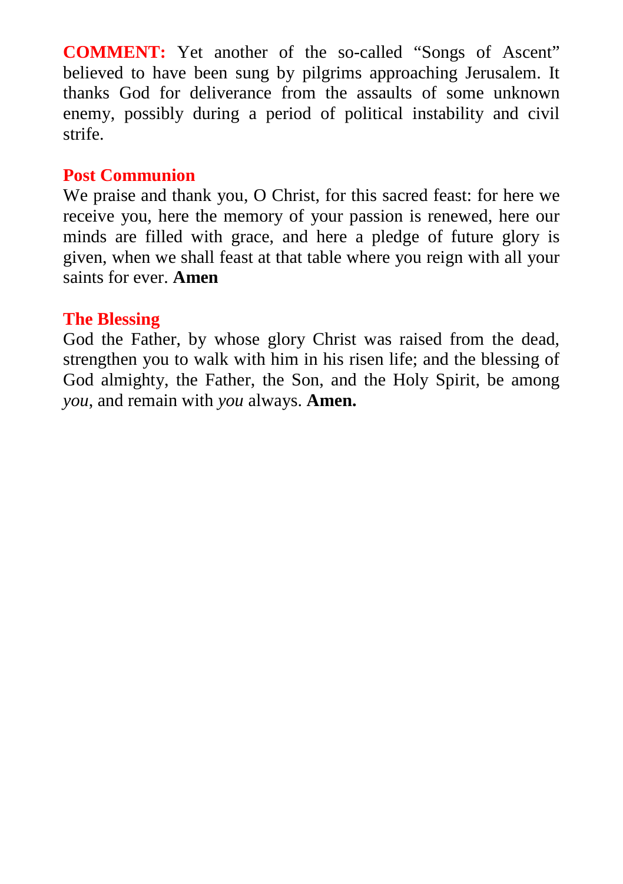**COMMENT:** Yet another of the so-called “Songs of Ascent” believed to have been sung by pilgrims approaching Jerusalem. It thanks God for deliverance from the assaults of some unknown enemy, possibly during a period of political instability and civil strife.

## Post Communion

We praise and thank you, O Christ, for this sacred feast: for here we receive you, here the memory of your passion is renewed, here our minds are filled with grace, and here a pledge of future glory is given, when we shall feast at that table where you reign with all your saints for ever. **Amen**

## The Blessing

God the Father, by whose glory Christ was raised from the dead, strengthen you to walk with him in his risen life; and the blessing of God almighty, the Father, the Son, and the Holy Spirit, be among *you*, and remain with *you* always. **Amen.**